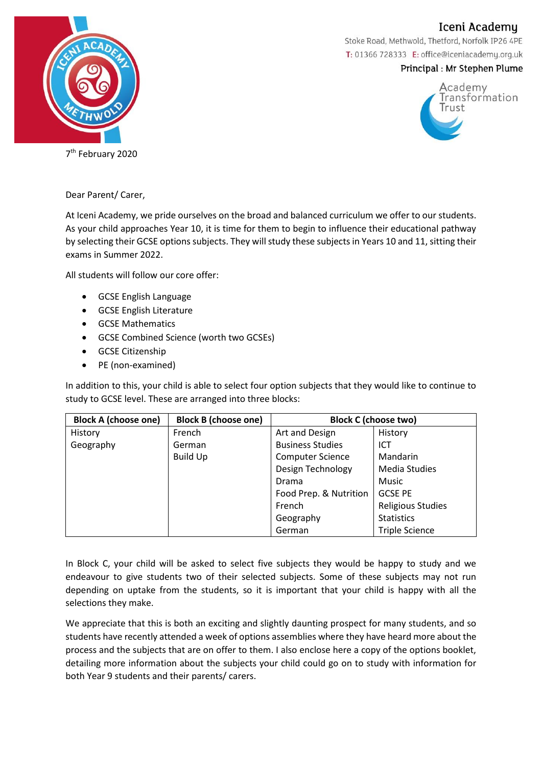Iceni Academy

Stoke Road, Methwold, Thetford, Norfolk IP26 4PE
T: 01366 728333 E: office@iceniacademy.org.uk

Principal : Mr Stephen Plume

Academy Transformation Trust

7th February 2020

Dear Parent/ Carer,

At Iceni Academy, we pride ourselves on the broad and balanced curriculum we offer to our students. As your child approaches Year 10, it is time for them to begin to influence their educational pathway by selecting their GCSE options subjects. They will study these subjects in Years 10 and 11, sitting their exams in Summer 2022.

All students will follow our core offer:

- GCSE English Language
- GCSE English Literature
- GCSE Mathematics
- GCSE Combined Science (worth two GCSEs)
- GCSE Citizenship
- PE (non-examined)

In addition to this, your child is able to select four option subjects that they would like to continue to study to GCSE level. These are arranged into three blocks:

| **Block A (choose one)** | **Block B (choose one)** | **Block C (choose two)** | |
|---|---|---|---|
| History | French | Art and Design | History |
| Geography | German | Business Studies | ICT |
| | Build Up | Computer Science | Mandarin |
| | | Design Technology | Media Studies |
| | | Drama | Music |
| | | Food Prep. & Nutrition | GCSE PE |
| | | French | Religious Studies |
| | | Geography | Statistics |
| | | German | Triple Science |

In Block C, your child will be asked to select five subjects they would be happy to study and we endeavour to give students two of their selected subjects. Some of these subjects may not run depending on uptake from the students, so it is important that your child is happy with all the selections they make.

We appreciate that this is both an exciting and slightly daunting prospect for many students, and so students have recently attended a week of options assemblies where they have heard more about the process and the subjects that are on offer to them. I also enclose here a copy of the options booklet, detailing more information about the subjects your child could go on to study with information for both Year 9 students and their parents/ carers.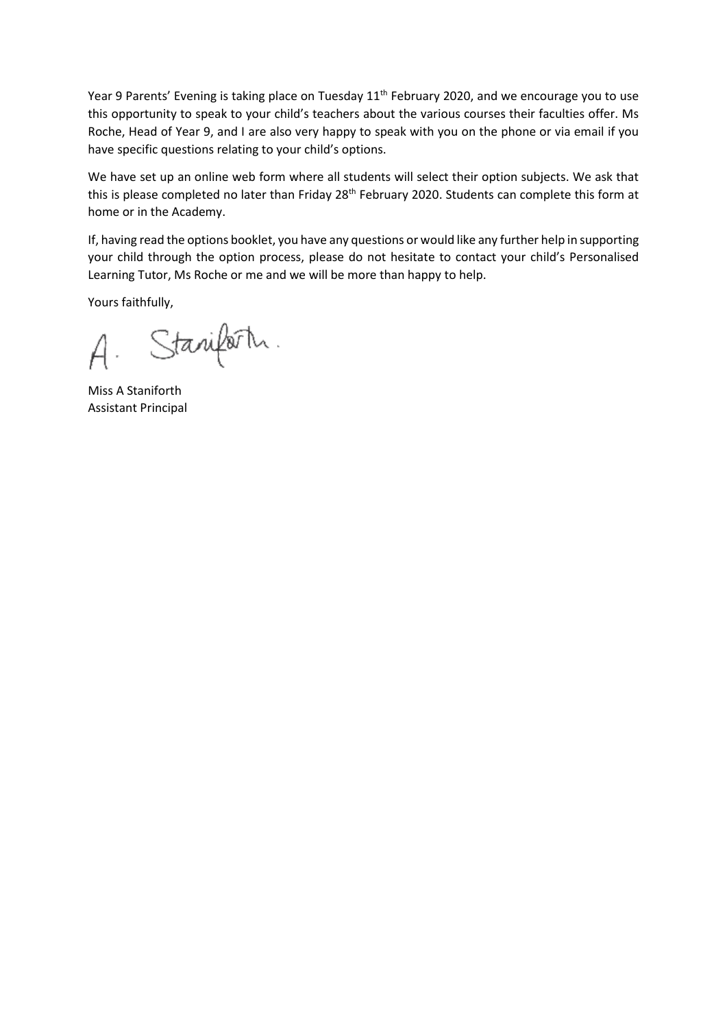Year 9 Parents' Evening is taking place on Tuesday 11th February 2020, and we encourage you to use this opportunity to speak to your child's teachers about the various courses their faculties offer. Ms Roche, Head of Year 9, and I are also very happy to speak with you on the phone or via email if you have specific questions relating to your child's options.

We have set up an online web form where all students will select their option subjects. We ask that this is please completed no later than Friday 28th February 2020. Students can complete this form at home or in the Academy.

If, having read the options booklet, you have any questions or would like any further help in supporting your child through the option process, please do not hesitate to contact your child's Personalised Learning Tutor, Ms Roche or me and we will be more than happy to help.

Yours faithfully,

A. Staniforth.

Miss A Staniforth
Assistant Principal